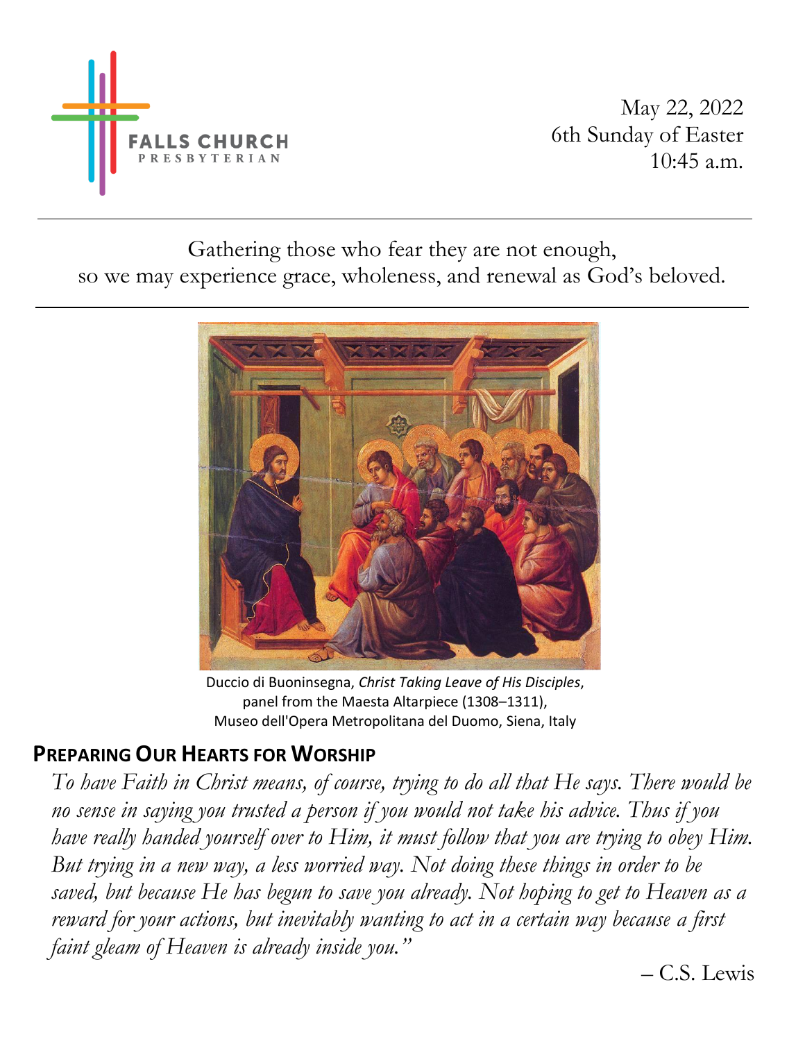FALLS CHURCH
PRESBYTERIAN

May 22, 2022
6th Sunday of Easter
10:45 a.m.

Gathering those who fear they are not enough,
so we may experience grace, wholeness, and renewal as God's beloved.

Duccio di Buoninsegna, *Christ Taking Leave of His Disciples*,
panel from the Maesta Altarpiece (1308–1311),
Museo dell'Opera Metropolitana del Duomo, Siena, Italy

## Preparing Our Hearts for Worship

*To have Faith in Christ means, of course, trying to do all that He says. There would be no sense in saying you trusted a person if you would not take his advice. Thus if you have really handed yourself over to Him, it must follow that you are trying to obey Him. But trying in a new way, a less worried way. Not doing these things in order to be saved, but because He has begun to save you already. Not hoping to get to Heaven as a reward for your actions, but inevitably wanting to act in a certain way because a first faint gleam of Heaven is already inside you."*

– C.S. Lewis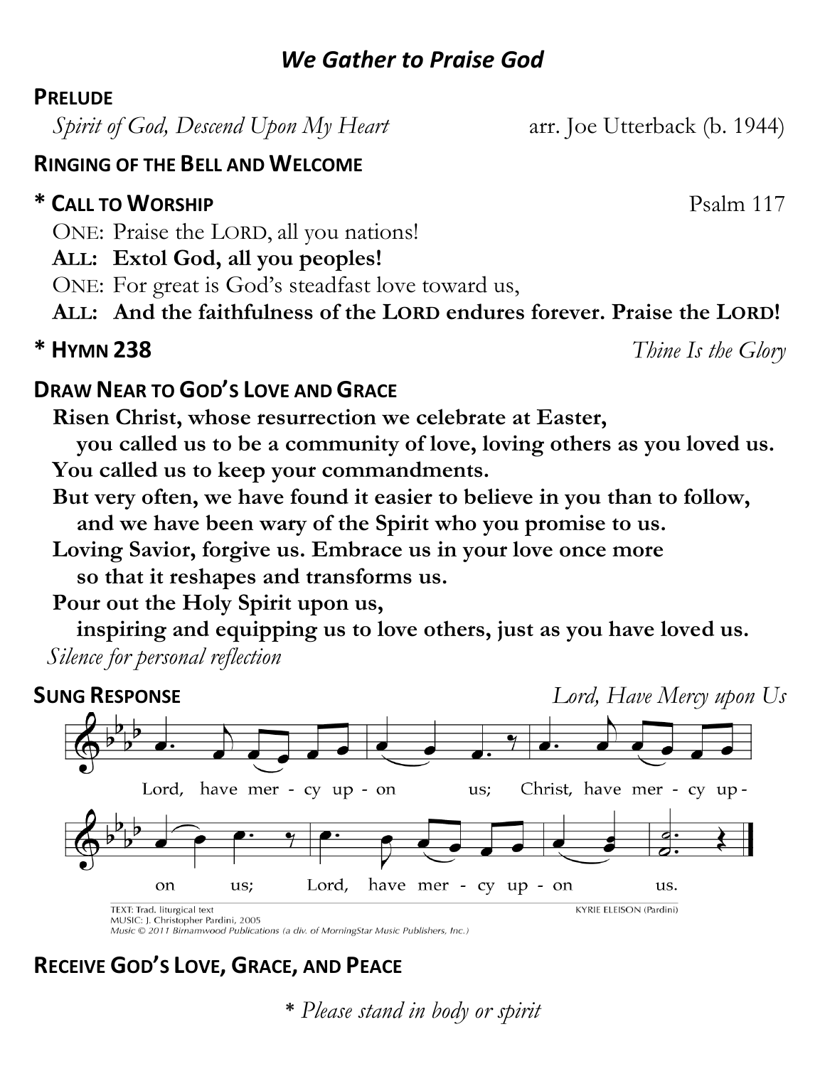## *We Gather to Praise God*

**PRELUDE**

*Spirit of God, Descend Upon My Heart* arr. Joe Utterback (b. 1944)

**RINGING OF THE BELL AND WELCOME**

**\* CALL TO WORSHIP** Psalm 117

ONE: Praise the LORD, all you nations!

**ALL: Extol God, all you peoples!**

ONE: For great is God's steadfast love toward us,

**ALL: And the faithfulness of the LORD endures forever. Praise the LORD!**

**\* HYMN 238** *Thine Is the Glory*

**DRAW NEAR TO GOD'S LOVE AND GRACE**

**Risen Christ, whose resurrection we celebrate at Easter,**
**you called us to be a community of love, loving others as you loved us.**
**You called us to keep your commandments.**
**But very often, we have found it easier to believe in you than to follow,**
**and we have been wary of the Spirit who you promise to us.**
**Loving Savior, forgive us. Embrace us in your love once more**
**so that it reshapes and transforms us.**
**Pour out the Holy Spirit upon us,**
**inspiring and equipping us to love others, just as you have loved us.**

*Silence for personal reflection*

**SUNG RESPONSE** *Lord, Have Mercy upon Us*

Lord, have mer - cy up - on us; Christ, have mer - cy up - on us; Lord, have mer - cy up - on us.

TEXT: Trad. liturgical text
MUSIC: J. Christopher Pardini, 2005
*Music © 2011 Birnamwood Publications (a div. of MorningStar Music Publishers, Inc.)*
KYRIE ELEISON (Pardini)

**RECEIVE GOD'S LOVE, GRACE, AND PEACE**

*\* Please stand in body or spirit*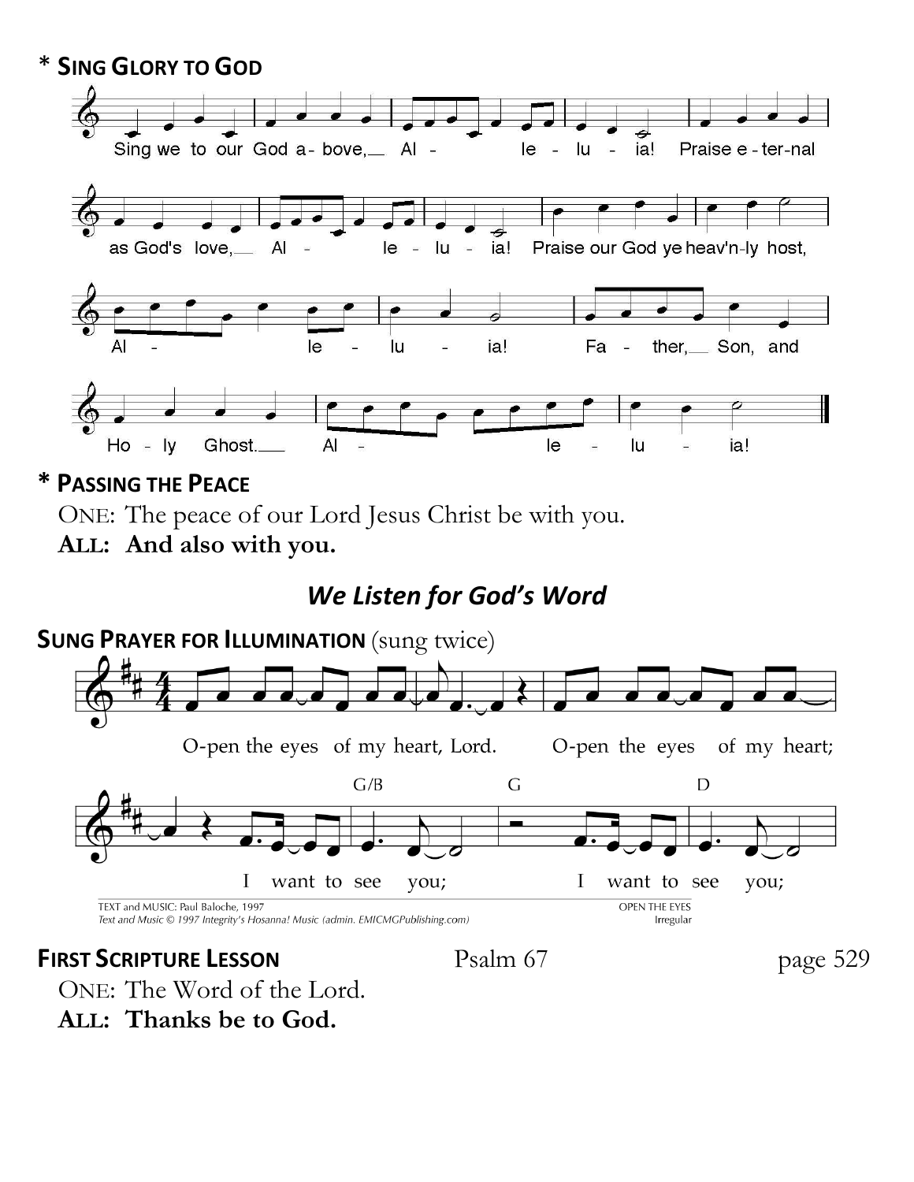## * SING GLORY TO GOD

Sing we to our God a-bove, Al - le - lu - ia! Praise e-ter-nal as God's love, Al - le - lu - ia! Praise our God ye heav'n-ly host, Al - le - lu - ia! Fa - ther, Son, and Ho - ly Ghost. Al - le - lu - ia!

## * PASSING THE PEACE

ONE: The peace of our Lord Jesus Christ be with you.
**ALL: And also with you.**

## *We Listen for God's Word*

**SUNG PRAYER FOR ILLUMINATION** (sung twice)

O-pen the eyes of my heart, Lord. O-pen the eyes of my heart; I want to see you; I want to see you;

TEXT and MUSIC: Paul Baloche, 1997
*Text and Music © 1997 Integrity's Hosanna! Music (admin. EMICMGPublishing.com)*
OPEN THE EYES
Irregular

**FIRST SCRIPTURE LESSON** Psalm 67 page 529

ONE: The Word of the Lord.
**ALL: Thanks be to God.**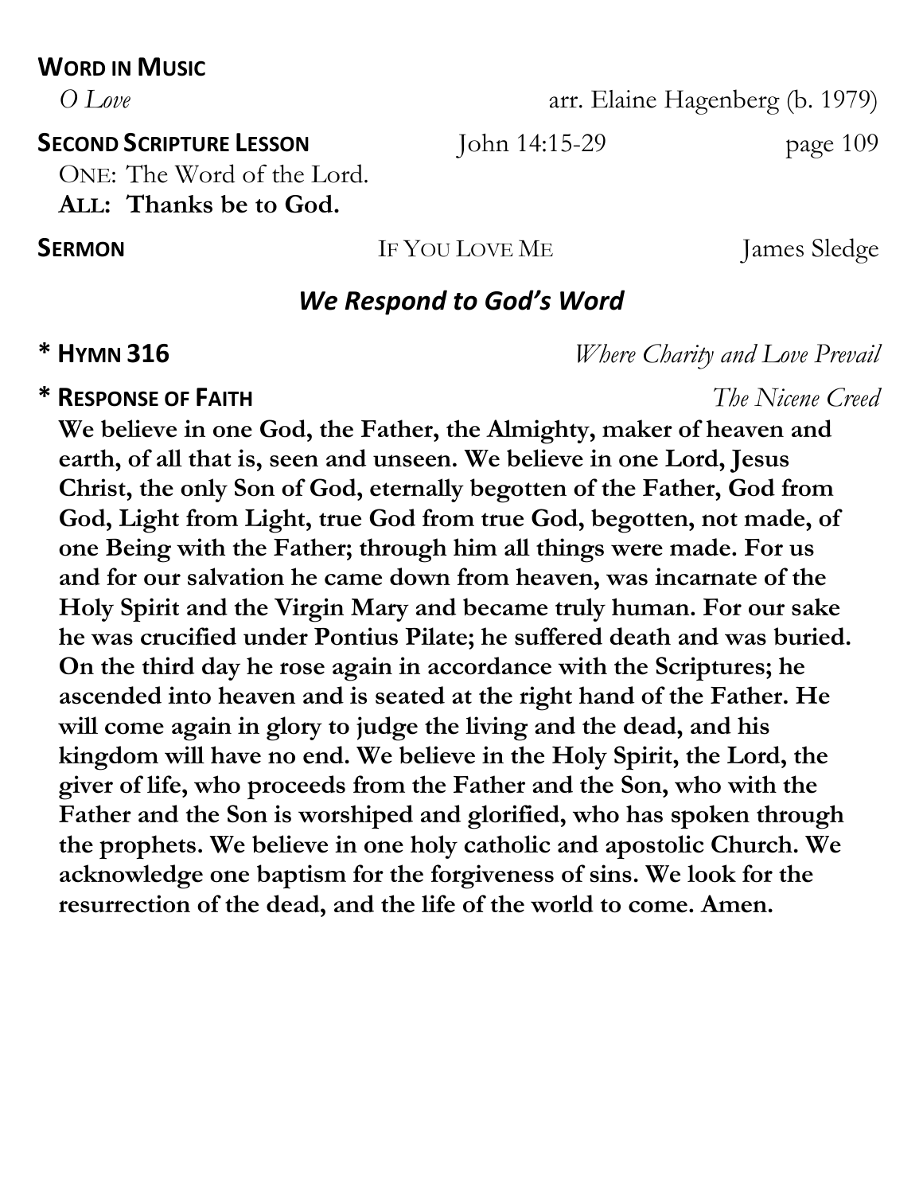**WORD IN MUSIC**

*O Love* arr. Elaine Hagenberg (b. 1979)

**SECOND SCRIPTURE LESSON** John 14:15-29 page 109

ONE: The Word of the Lord.
**ALL: Thanks be to God.**

**SERMON** IF YOU LOVE ME James Sledge

## *We Respond to God's Word*

**\* HYMN 316** *Where Charity and Love Prevail*

**\* RESPONSE OF FAITH** *The Nicene Creed*

**We believe in one God, the Father, the Almighty, maker of heaven and earth, of all that is, seen and unseen. We believe in one Lord, Jesus Christ, the only Son of God, eternally begotten of the Father, God from God, Light from Light, true God from true God, begotten, not made, of one Being with the Father; through him all things were made. For us and for our salvation he came down from heaven, was incarnate of the Holy Spirit and the Virgin Mary and became truly human. For our sake he was crucified under Pontius Pilate; he suffered death and was buried. On the third day he rose again in accordance with the Scriptures; he ascended into heaven and is seated at the right hand of the Father. He will come again in glory to judge the living and the dead, and his kingdom will have no end. We believe in the Holy Spirit, the Lord, the giver of life, who proceeds from the Father and the Son, who with the Father and the Son is worshiped and glorified, who has spoken through the prophets. We believe in one holy catholic and apostolic Church. We acknowledge one baptism for the forgiveness of sins. We look for the resurrection of the dead, and the life of the world to come. Amen.**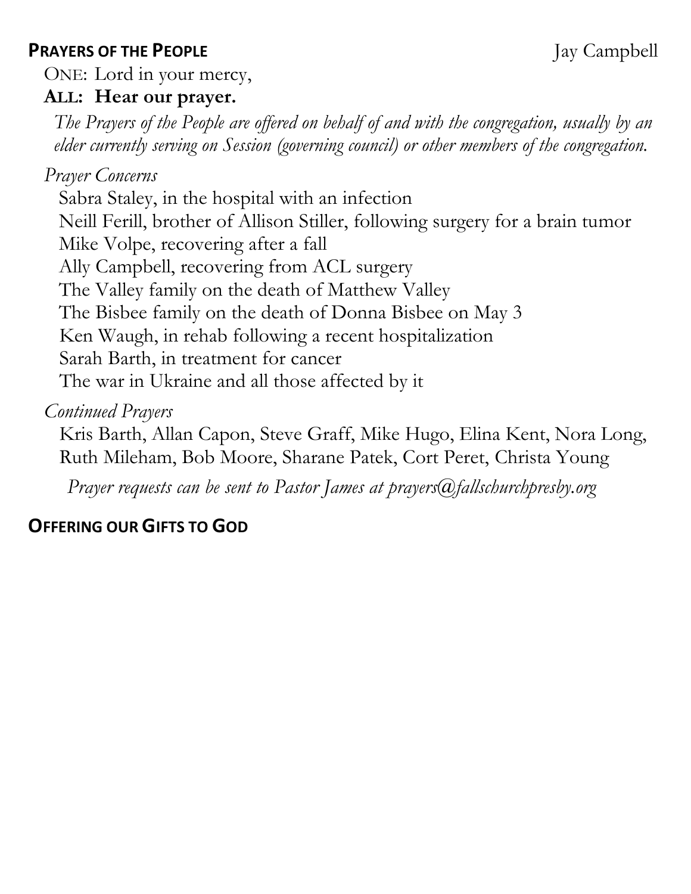## **PRAYERS OF THE PEOPLE** Jay Campbell

ONE: Lord in your mercy,

**ALL: Hear our prayer.**

*The Prayers of the People are offered on behalf of and with the congregation, usually by an elder currently serving on Session (governing council) or other members of the congregation.*

*Prayer Concerns*

Sabra Staley, in the hospital with an infection
Neill Ferill, brother of Allison Stiller, following surgery for a brain tumor
Mike Volpe, recovering after a fall
Ally Campbell, recovering from ACL surgery
The Valley family on the death of Matthew Valley
The Bisbee family on the death of Donna Bisbee on May 3
Ken Waugh, in rehab following a recent hospitalization
Sarah Barth, in treatment for cancer
The war in Ukraine and all those affected by it

*Continued Prayers*

Kris Barth, Allan Capon, Steve Graff, Mike Hugo, Elina Kent, Nora Long, Ruth Mileham, Bob Moore, Sharane Patek, Cort Peret, Christa Young

*Prayer requests can be sent to Pastor James at prayers@fallschurchpresby.org*

## **OFFERING OUR GIFTS TO GOD**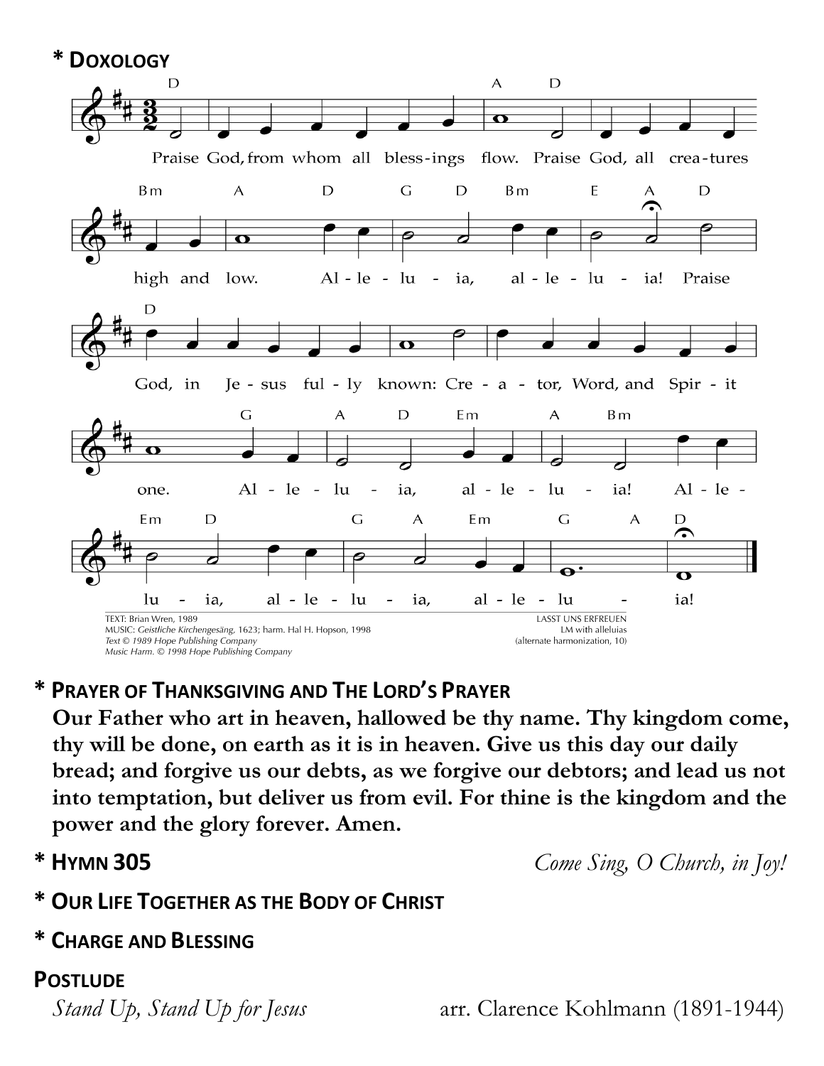## * DOXOLOGY

Praise God, from whom all blessings flow. Praise God, all creatures high and low. Alleluia, alleluia! Praise God, in Jesus fully known: Creator, Word, and Spirit one. Alleluia, alleluia! Alleluia, alleluia, alleluia!

TEXT: Brian Wren, 1989
MUSIC: *Geistliche Kirchengesäng*, 1623; harm. Hal H. Hopson, 1998
*Text © 1989 Hope Publishing Company*
*Music Harm. © 1998 Hope Publishing Company*

LASST UNS ERFREUEN
LM with alleluias
(alternate harmonization, 10)

## * PRAYER OF THANKSGIVING AND THE LORD'S PRAYER

**Our Father who art in heaven, hallowed be thy name. Thy kingdom come, thy will be done, on earth as it is in heaven. Give us this day our daily bread; and forgive us our debts, as we forgive our debtors; and lead us not into temptation, but deliver us from evil. For thine is the kingdom and the power and the glory forever. Amen.**

## * HYMN 305 — *Come Sing, O Church, in Joy!*

## * OUR LIFE TOGETHER AS THE BODY OF CHRIST

## * CHARGE AND BLESSING

## POSTLUDE

*Stand Up, Stand Up for Jesus* — arr. Clarence Kohlmann (1891-1944)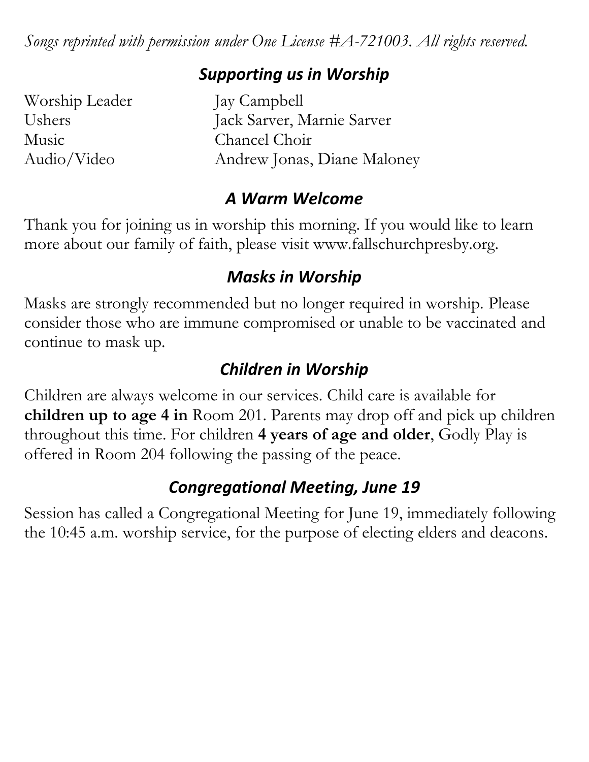*Songs reprinted with permission under One License #A-721003. All rights reserved.*

## *Supporting us in Worship*

| | |
|---|---|
| Worship Leader | Jay Campbell |
| Ushers | Jack Sarver, Marnie Sarver |
| Music | Chancel Choir |
| Audio/Video | Andrew Jonas, Diane Maloney |

## *A Warm Welcome*

Thank you for joining us in worship this morning. If you would like to learn more about our family of faith, please visit www.fallschurchpresby.org.

## *Masks in Worship*

Masks are strongly recommended but no longer required in worship. Please consider those who are immune compromised or unable to be vaccinated and continue to mask up.

## *Children in Worship*

Children are always welcome in our services. Child care is available for **children up to age 4 in** Room 201. Parents may drop off and pick up children throughout this time. For children **4 years of age and older**, Godly Play is offered in Room 204 following the passing of the peace.

## *Congregational Meeting, June 19*

Session has called a Congregational Meeting for June 19, immediately following the 10:45 a.m. worship service, for the purpose of electing elders and deacons.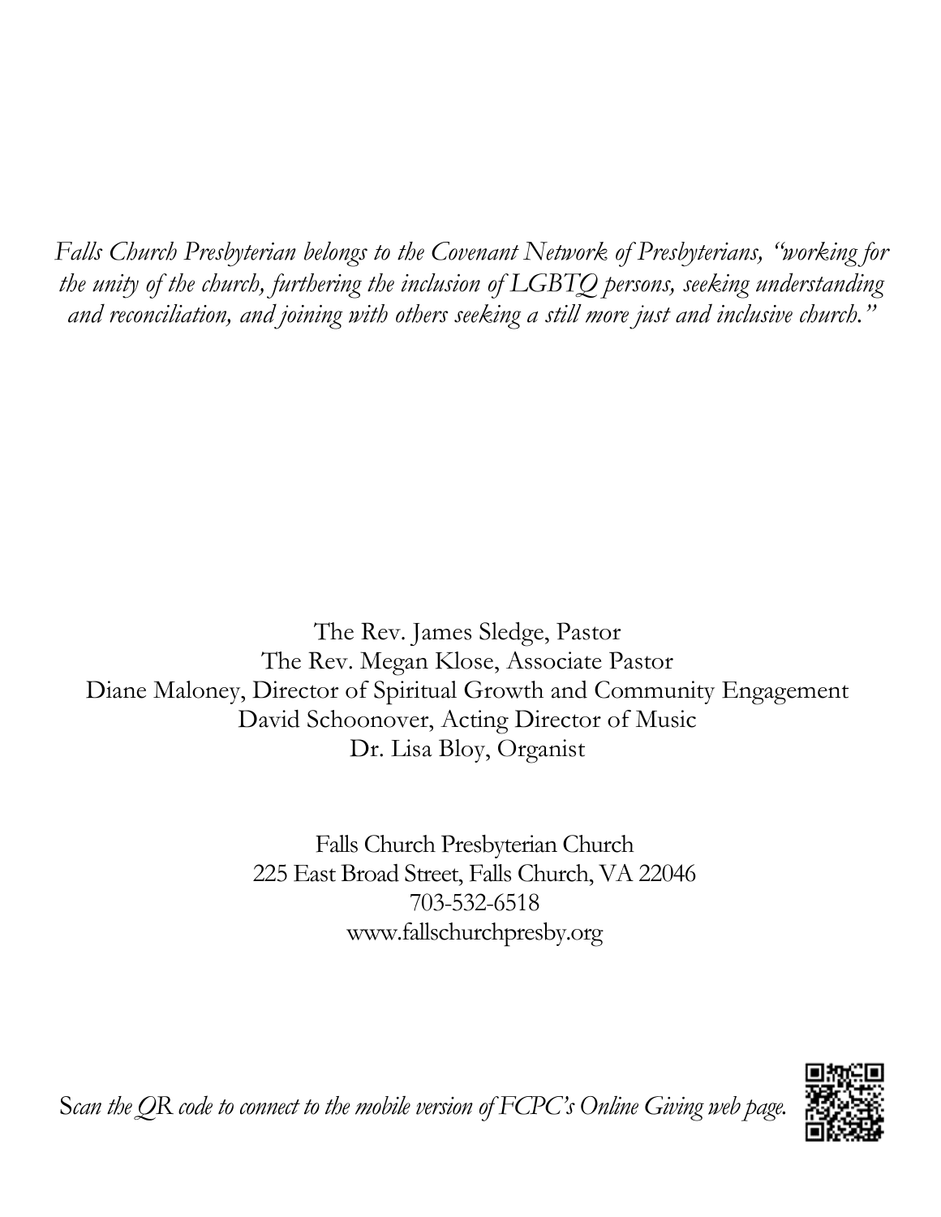*Falls Church Presbyterian belongs to the Covenant Network of Presbyterians, "working for the unity of the church, furthering the inclusion of LGBTQ persons, seeking understanding and reconciliation, and joining with others seeking a still more just and inclusive church."*

The Rev. James Sledge, Pastor
The Rev. Megan Klose, Associate Pastor
Diane Maloney, Director of Spiritual Growth and Community Engagement
David Schoonover, Acting Director of Music
Dr. Lisa Bloy, Organist

Falls Church Presbyterian Church
225 East Broad Street, Falls Church, VA 22046
703-532-6518
www.fallschurchpresby.org

*Scan the QR code to connect to the mobile version of FCPC's Online Giving web page.*